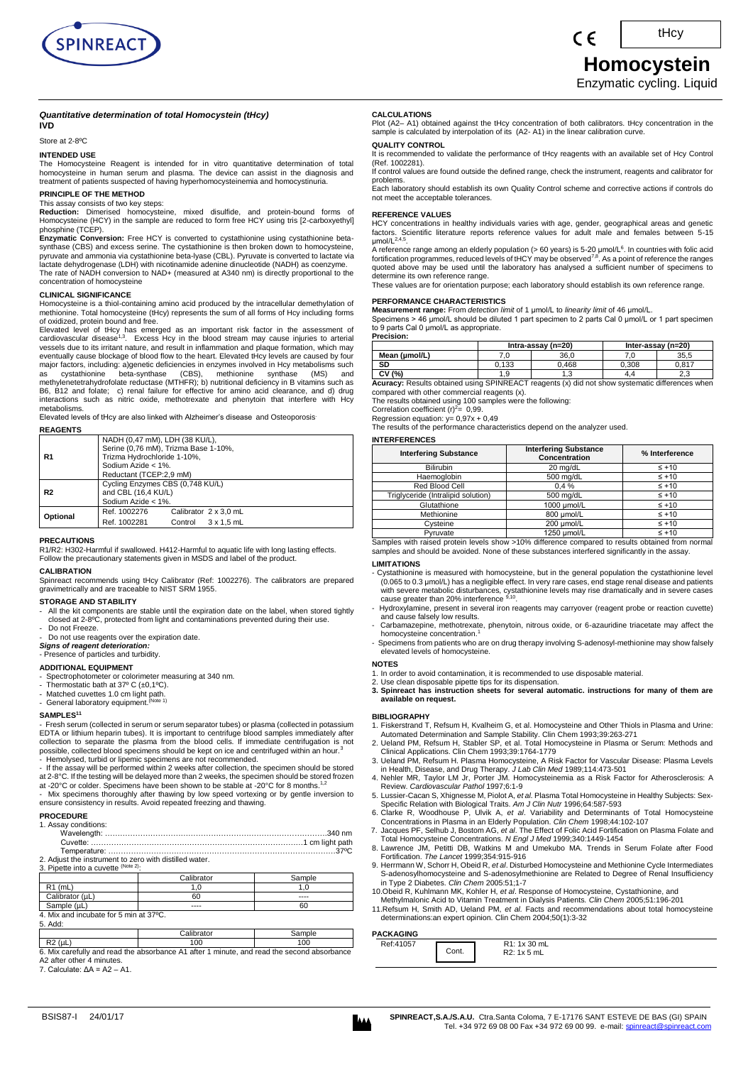SPINREACT

tHcy

# Homocystein

Enzymatic cycling. Liquid

***Quantitative determination of total Homocystein (tHcy)***
**IVD**

Store at 2-8ºC

## INTENDED USE

The Homocysteine Reagent is intended for in vitro quantitative determination of total homocysteine in human serum and plasma. The device can assist in the diagnosis and treatment of patients suspected of having hyperhomocysteinemia and homocystinuria.

## PRINCIPLE OF THE METHOD

This assay consists of two key steps:

**Reduction:** Dimerised homocysteine, mixed disulfide, and protein-bound forms of Homocysteine (HCY) in the sample are reduced to form free HCY using tris [2-carboxyethyl] phosphine (TCEP).

**Enzymatic Conversion:** Free HCY is converted to cystathionine using cystathionine beta-synthase (CBS) and excess serine. The cystathionine is then broken down to homocysteine, pyruvate and ammonia via cystathionine beta-lyase (CBL). Pyruvate is converted to lactate via lactate dehydrogenase (LDH) with nicotinamide adenine dinucleotide (NADH) as coenzyme. The rate of NADH conversion to NAD+ (measured at A340 nm) is directly proportional to the concentration of homocysteine

## CLINICAL SIGNIFICANCE

Homocysteine is a thiol-containing amino acid produced by the intracellular demethylation of methionine. Total homocysteine (tHcy) represents the sum of all forms of Hcy including forms of oxidized, protein bound and free.

Elevated level of tHcy has emerged as an important risk factor in the assessment of cardiovascular disease[1,3]. Excess Hcy in the blood stream may cause injuries to arterial vessels due to its irritant nature, and result in inflammation and plaque formation, which may eventually cause blockage of blood flow to the heart. Elevated tHcy levels are caused by four major factors, including: a)genetic deficiencies in enzymes involved in Hcy metabolisms such as cystathionine beta-synthase (CBS), methionine synthase (MS) and methylenetetrahydrofolate reductase (MTHFR); b) nutritional deficiency in B vitamins such as B6, B12 and folate; c) renal failure for effective for amino acid clearance, and d) drug interactions such as nitric oxide, methotrexate and phenytoin that interfere with Hcy metabolisms.

Elevated levels of tHcy are also linked with Alzheimer's disease and Osteoporosis.

## REAGENTS

| | |
|---|---|
| **R1** | NADH (0,47 mM), LDH (38 KU/L), Serine (0,76 mM), Trizma Base 1-10%, Trizma Hydrochloride 1-10%, Sodium Azide < 1%. Reductant (TCEP:2,9 mM) |
| **R2** | Cycling Enzymes CBS (0,748 KU/L) and CBL (16,4 KU/L) Sodium Azide < 1%. |
| **Optional** | Ref. 1002276 Calibrator 2 x 3,0 mL<br>Ref. 1002281 Control 3 x 1,5 mL |

## PRECAUTIONS

R1/R2: H302-Harmful if swallowed. H412-Harmful to aquatic life with long lasting effects.
Follow the precautionary statements given in MSDS and label of the product.

## CALIBRATION

Spinreact recommends using tHcy Calibrator (Ref: 1002276). The calibrators are prepared gravimetrically and are traceable to NIST SRM 1955.

## STORAGE AND STABILITY

- All the kit components are stable until the expiration date on the label, when stored tightly closed at 2-8ºC, protected from light and contaminations prevented during their use.
- Do not Freeze.
- Do not use reagents over the expiration date.

***Signs of reagent deterioration:***
- Presence of particles and turbidity.

## ADDITIONAL EQUIPMENT

- Spectrophotometer or colorimeter measuring at 340 nm.
- Thermostatic bath at 37º C (±0,1ºC).
- Matched cuvettes 1.0 cm light path.
- General laboratory equipment.(Note 1)

## SAMPLES[11]

- Fresh serum (collected in serum or serum separator tubes) or plasma (collected in potassium EDTA or lithium heparin tubes). It is important to centrifuge blood samples immediately after collection to separate the plasma from the blood cells. If immediate centrifugation is not possible, collected blood specimens should be kept on ice and centrifuged within an hour.[3]
- Hemolysed, turbid or lipemic specimens are not recommended.
- If the assay will be performed within 2 weeks after collection, the specimen should be stored at 2-8°C. If the testing will be delayed more than 2 weeks, the specimen should be stored frozen at -20°C or colder. Specimens have been shown to be stable at -20°C for 8 months.[1,2]
- Mix specimens thoroughly after thawing by low speed vortexing or by gentle inversion to ensure consistency in results. Avoid repeated freezing and thawing.

## PROCEDURE

1. Assay conditions:
   Wavelength: ........................................................340 nm
   Cuvette: ........................................................1 cm light path
   Temperature: ........................................................37ºC
2. Adjust the instrument to zero with distilled water.
3. Pipette into a cuvette (Note 2):

| | Calibrator | Sample |
|---|---|---|
| R1 (mL) | 1,0 | 1,0 |
| Calibrator (µL) | 60 | ---- |
| Sample (µL) | ---- | 60 |

4. Mix and incubate for 5 min at 37ºC.
5. Add:

| | Calibrator | Sample |
|---|---|---|
| R2 (µL) | 100 | 100 |

6. Mix carefully and read the absorbance A1 after 1 minute, and read the second absorbance A2 after other 4 minutes.
7. Calculate: $\Delta A = A2 - A1$.

## CALCULATIONS

Plot (A2– A1) obtained against the tHcy concentration of both calibrators. tHcy concentration in the sample is calculated by interpolation of its (A2- A1) in the linear calibration curve.

## QUALITY CONTROL

It is recommended to validate the performance of tHcy reagents with an available set of Hcy Control (Ref. 1002281).

If control values are found outside the defined range, check the instrument, reagents and calibrator for problems.

Each laboratory should establish its own Quality Control scheme and corrective actions if controls do not meet the acceptable tolerances.

## REFERENCE VALUES

HCY concentrations in healthy individuals varies with age, gender, geographical areas and genetic factors. Scientific literature reports reference values for adult male and females between 5-15 µmol/L[2,4,5].

A reference range among an elderly population (> 60 years) is 5-20 µmol/L[6]. In countries with folic acid fortification programmes, reduced levels of tHCY may be observed[7,8]. As a point of reference the ranges quoted above may be used until the laboratory has analysed a sufficient number of specimens to determine its own reference range.

These values are for orientation purpose; each laboratory should establish its own reference range.

## PERFORMANCE CHARACTERISTICS

**Measurement range:** From *detection limit* of 1 µmol/L to *linearity limit* of 46 µmol/L.

Specimens > 46 µmol/L should be diluted 1 part specimen to 2 parts Cal 0 µmol/L or 1 part specimen to 9 parts Cal 0 µmol/L as appropriate.

**Precision:**

| | Intra-assay (n=20) | | Inter-assay (n=20) | |
|---|---|---|---|---|
| **Mean (µmol/L)** | 7,0 | 36,0 | 7,0 | 35,5 |
| **SD** | 0,133 | 0,468 | 0,308 | 0,817 |
| **CV (%)** | 1,9 | 1,3 | 4,4 | 2,3 |

**Acuracy:** Results obtained using SPINREACT reagents (x) did not show systematic differences when compared with other commercial reagents (x).

The results obtained using 100 samples were the following:
Correlation coefficient $(r)^2$= 0,99.
Regression equation: y= 0,97x + 0,49

The results of the performance characteristics depend on the analyzer used.

## INTERFERENCES

| Interfering Substance | Interfering Substance Concentration | % Interference |
|---|---|---|
| Bilirubin | 20 mg/dL | ≤ +10 |
| Haemoglobin | 500 mg/dL | ≤ +10 |
| Red Blood Cell | 0,4 % | ≤ +10 |
| Triglyceride (Intralipid solution) | 500 mg/dL | ≤ +10 |
| Glutathione | 1000 µmol/L | ≤ +10 |
| Methionine | 800 µmol/L | ≤ +10 |
| Cysteine | 200 µmol/L | ≤ +10 |
| Pyruvate | 1250 µmol/L | ≤ +10 |

Samples with raised protein levels show >10% difference compared to results obtained from normal samples and should be avoided. None of these substances interfered significantly in the assay.

## LIMITATIONS

- Cystathionine is measured with homocysteine, but in the general population the cystathionine level (0.065 to 0.3 µmol/L) has a negligible effect. In very rare cases, end stage renal disease and patients with severe metabolic disturbances, cystathionine levels may rise dramatically and in severe cases cause greater than 20% interference [9,10].
- Hydroxylamine, present in several iron reagents may carryover (reagent probe or reaction cuvette) and cause falsely low results.
- Carbamazepine, methotrexate, phenytoin, nitrous oxide, or 6-azauridine triacetate may affect the homocysteine concentration.[1]
- Specimens from patients who are on drug therapy involving S-adenosyl-methionine may show falsely elevated levels of homocysteine.

## NOTES

1. In order to avoid contamination, it is recommended to use disposable material.
2. Use clean disposable pipette tips for its dispensation.
3. **Spinreact has instruction sheets for several automatic. instructions for many of them are available on request.**

## BIBLIOGRAPHY

1. Fiskerstrand T, Refsum H, Kvalheim G, et al. Homocysteine and Other Thiols in Plasma and Urine: Automated Determination and Sample Stability. Clin Chem 1993;39:263-271
2. Ueland PM, Refsum H, Stabler SP, et al. Total Homocysteine in Plasma or Serum: Methods and Clinical Applications. Clin Chem 1993;39:1764-1779
3. Ueland PM, Refsum H. Plasma Homocysteine, A Risk Factor for Vascular Disease: Plasma Levels in Health, Disease, and Drug Therapy. *J Lab Clin Med* 1989;114:473-501
4. Nehler MR, Taylor LM Jr, Porter JM. Homocysteinemia as a Risk Factor for Atherosclerosis: A Review. *Cardiovascular Pathol* 1997;6:1-9
5. Lussier-Cacan S, Xhignesse M, Piolot A, *et al.* Plasma Total Homocysteine in Healthy Subjects: Sex-Specific Relation with Biological Traits. *Am J Clin Nutr* 1996;64:587-593
6. Clarke R, Woodhouse P, Ulvik A, *et al*. Variability and Determinants of Total Homocysteine Concentrations in Plasma in an Elderly Population. *Clin Chem* 1998;44:102-107
7. Jacques PF, Selhub J, Bostom AG, *et al*. The Effect of Folic Acid Fortification on Plasma Folate and Total Homocysteine Concentrations. *N Engl J Med* 1999;340:1449-1454
8. Lawrence JM, Petitti DB, Watkins M and Umekubo MA. Trends in Serum Folate after Food Fortification. *The Lancet* 1999;354:915-916
9. Herrmann W, Schorr H, Obeid R, *et al*. Disturbed Homocysteine and Methionine Cycle Intermediates S-adenosylhomocysteine and S-adenosylmethionine are Related to Degree of Renal Insufficiency in Type 2 Diabetes. *Clin Chem* 2005:51;1-7
10. Obeid R, Kuhlmann MK, Kohler H, *et al*. Response of Homocysteine, Cystathionine, and Methylmalonic Acid to Vitamin Treatment in Dialysis Patients. *Clin Chem* 2005;51:196-201
11. Refsum H, Smith AD, Ueland PM, *et al.* Facts and recommendations about total homocysteine determinations:an expert opinion. Clin Chem 2004;50(1):3-32

## PACKAGING

| Ref:41057 | Cont. | R1: 1x 30 mL<br>R2: 1x 5 mL |
|---|---|---|

BSIS87-I 24/01/17

**SPINREACT,S.A./S.A.U.** Ctra.Santa Coloma, 7 E-17176 SANT ESTEVE DE BAS (GI) SPAIN
Tel. +34 972 69 08 00 Fax +34 972 69 00 99. e-mail: spinreact@spinreact.com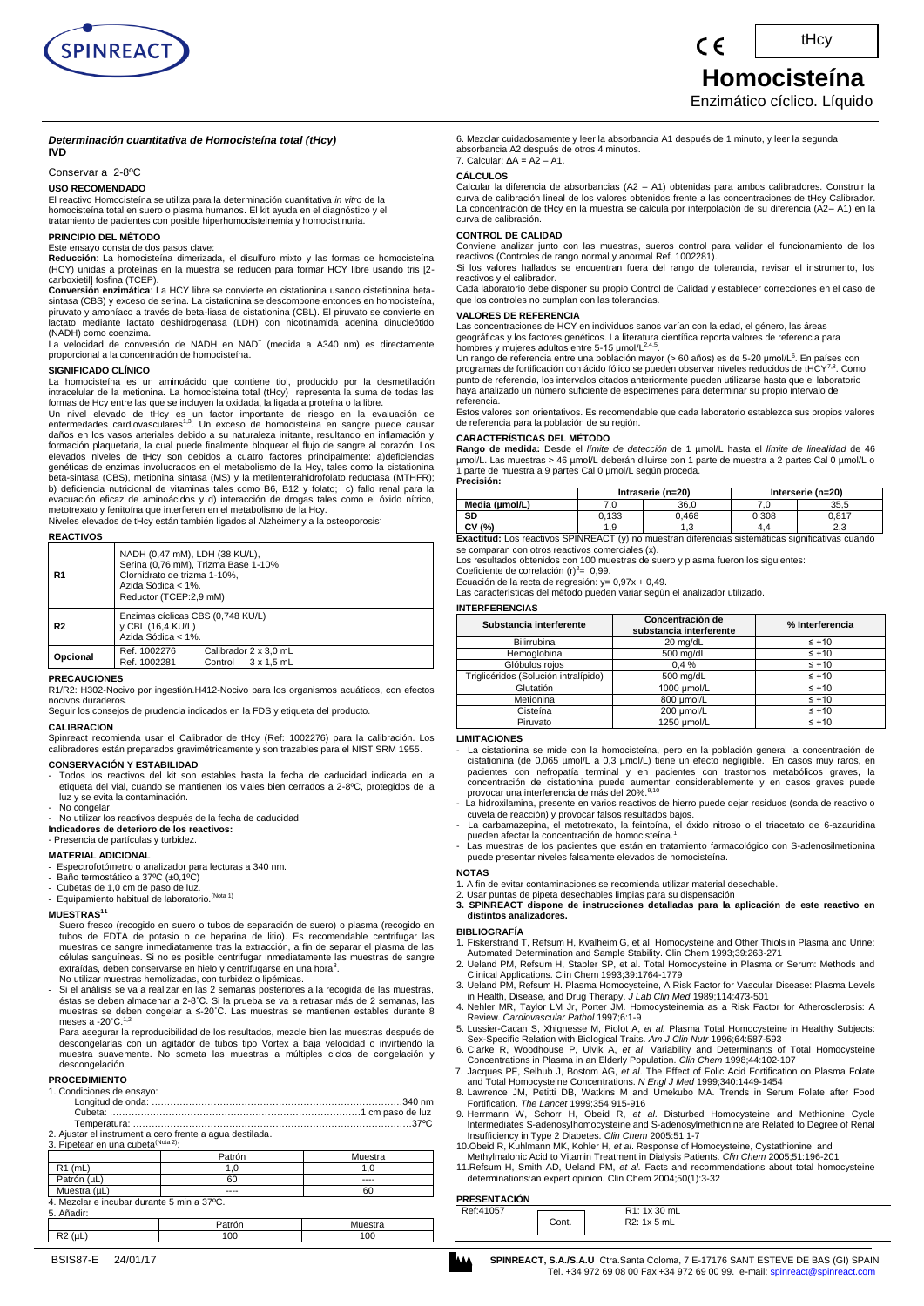# Homocisteína

Enzimático cíclico. Líquido

tHcy

### *Determinación cuantitativa de Homocisteína total (tHcy)*
**IVD**

Conservar a 2-8ºC

#### USO RECOMENDADO

El reactivo Homocisteína se utiliza para la determinación cuantitativa *in vitro* de la homocisteína total en suero o plasma humanos. El kit ayuda en el diagnóstico y el tratamiento de pacientes con posible hiperhomocisteinemia y homocistinuria.

#### PRINCIPIO DEL MÉTODO

Este ensayo consta de dos pasos clave:

**Reducción**: La homocisteína dimerizada, el disulfuro mixto y las formas de homocisteína (HCY) unidas a proteínas en la muestra se reducen para formar HCY libre usando tris [2-carboxietil] fosfina (TCEP).

**Conversión enzimática**: La HCY libre se convierte en cistationina usando cistetionina beta-sintasa (CBS) y exceso de serina. La cistationina se descompone entonces en homocisteína, piruvato y amoníaco a través de beta-liasa de cistationina (CBL). El piruvato se convierte en lactato mediante lactato deshidrogenasa (LDH) con nicotinamida adenina dinucleótido (NADH) como coenzima.

La velocidad de conversión de NADH en $NAD^+$ (medida a A340 nm) es directamente proporcional a la concentración de homocisteína.

#### SIGNIFICADO CLÍNICO

La homocisteína es un aminoácido que contiene tiol, producido por la desmetilación intracelular de la metionina. La homocisteína total (tHcy) representa la suma de todas las formas de Hcy entre las que se incluyen la oxidada, la ligada a proteína o la libre.

Un nivel elevado de tHcy es un factor importante de riesgo en la evaluación de enfermedades cardiovasculares[1,3]. Un exceso de homocisteína en sangre puede causar daños en los vasos arteriales debido a su naturaleza irritante, resultando en inflamación y formación plaquetaria, la cual puede finalmente bloquear el flujo de sangre al corazón. Los elevados niveles de tHcy son debidos a cuatro factores principalmente: a)deficiencias genéticas de enzimas involucrados en el metabolismo de la Hcy, tales como la cistationina beta-sintasa (CBS), metionina sintasa (MS) y la metilentetrahidrofolato reductasa (MTHFR); b) deficiencia nutricional de vitaminas tales como B6, B12 y folato; c) fallo renal para la evacuación eficaz de aminoácidos y d) interacción de drogas tales como el óxido nítrico, metotrexato y fenitoína que interfieren en el metabolismo de la Hcy.

Niveles elevados de tHcy están también ligados al Alzheimer y a la osteoporosis.

#### REACTIVOS

| | |
|---|---|
| **R1** | NADH (0,47 mM), LDH (38 KU/L), Serina (0,76 mM), Trizma Base 1-10%, Clorhidrato de trizma 1-10%, Azida Sódica < 1%. Reductor (TCEP:2,9 mM) |
| **R2** | Enzimas cíclicas CBS (0,748 KU/L) y CBL (16,4 KU/L) Azida Sódica < 1%. |
| **Opcional** | Ref. 1002276 Calibrador 2 x 3,0 mL<br>Ref. 1002281 Control 3 x 1,5 mL |

#### PRECAUCIONES

R1/R2: H302-Nocivo por ingestión.H412-Nocivo para los organismos acuáticos, con efectos nocivos duraderos.

Seguir los consejos de prudencia indicados en la FDS y etiqueta del producto.

#### CALIBRACION

Spinreact recomienda usar el Calibrador de tHcy (Ref: 1002276) para la calibración. Los calibradores están preparados gravimétricamente y son trazables para el NIST SRM 1955.

#### CONSERVACIÓN Y ESTABILIDAD

- Todos los reactivos del kit son estables hasta la fecha de caducidad indicada en la etiqueta del vial, cuando se mantienen los viales bien cerrados a 2-8ºC, protegidos de la luz y se evita la contaminación.
- No congelar.
- No utilizar los reactivos después de la fecha de caducidad.

**Indicadores de deterioro de los reactivos:**

- Presencia de partículas y turbidez.

#### MATERIAL ADICIONAL

- Espectrofotómetro o analizador para lecturas a 340 nm.
- Baño termostático a 37ºC (±0,1ºC)
- Cubetas de 1,0 cm de paso de luz.
- Equipamiento habitual de laboratorio.(Nota 1)

#### MUESTRAS[11]

- Suero fresco (recogido en suero o tubos de separación de suero) o plasma (recogido en tubos de EDTA de potasio o de heparina de litio). Es recomendable centrifugar las muestras de sangre inmediatamente tras la extracción, a fin de separar el plasma de las células sanguíneas. Si no es posible centrifugar inmediatamente las muestras de sangre extraídas, deben conservarse en hielo y centrifugarse en una hora[3].
- No utilizar muestras hemolizadas, con turbidez o lipémicas.
- Si el análisis se va a realizar en las 2 semanas posteriores a la recogida de las muestras, éstas se deben almacenar a 2-8˚C. Si la prueba se va a retrasar más de 2 semanas, las muestras se deben congelar a ≤-20˚C. Las muestras se mantienen estables durante 8 meses a -20˚C.[1,2]
- Para asegurar la reproducibilidad de los resultados, mezcle bien las muestras después de descongelarlas con un agitador de tubos tipo Vortex a baja velocidad o invirtiendo la muestra suavemente. No someta las muestras a múltiples ciclos de congelación y descongelación.

#### PROCEDIMIENTO

1. Condiciones de ensayo:
   Longitud de onda: ....................340 nm
   Cubeta: ....................1 cm paso de luz
   Temperatura: ....................37ºC
2. Ajustar el instrument a cero frente a agua destilada.
3. Pipetear en una cubeta(Nota 2):

| | Patrón | Muestra |
|---|---|---|
| R1 (mL) | 1,0 | 1,0 |
| Patrón (µL) | 60 | ---- |
| Muestra (µL) | ---- | 60 |

4. Mezclar e incubar durante 5 min a 37ºC.
5. Añadir:

| | Patrón | Muestra |
|---|---|---|
| R2 (µL) | 100 | 100 |

6. Mezclar cuidadosamente y leer la absorbancia A1 después de 1 minuto, y leer la segunda absorbancia A2 después de otros 4 minutos.
7. Calcular: $\Delta A = A2 - A1$.

#### CÁLCULOS

Calcular la diferencia de absorbancias (A2 – A1) obtenidas para ambos calibradores. Construir la curva de calibración lineal de los valores obtenidos frente a las concentraciones de tHcy Calibrador. La concentración de tHcy en la muestra se calcula por interpolación de su diferencia (A2– A1) en la curva de calibración.

#### CONTROL DE CALIDAD

Conviene analizar junto con las muestras, sueros control para validar el funcionamiento de los reactivos (Controles de rango normal y anormal Ref. 1002281).

Si los valores hallados se encuentran fuera del rango de tolerancia, revisar el instrumento, los reactivos y el calibrador.

Cada laboratorio debe disponer su propio Control de Calidad y establecer correcciones en el caso de que los controles no cumplan con las tolerancias.

#### VALORES DE REFERENCIA

Las concentraciones de HCY en individuos sanos varían con la edad, el género, las áreas geográficas y los factores genéticos. La literatura científica reporta valores de referencia para hombres y mujeres adultos entre 5-15 µmol/L[2,4,5].

Un rango de referencia entre una población mayor (> 60 años) es de 5-20 µmol/L[6]. En países con programas de fortificación con ácido fólico se pueden observar niveles reducidos de tHCY[7,8]. Como punto de referencia, los intervalos citados anteriormente pueden utilizarse hasta que el laboratorio haya analizado un número suficiente de especímenes para determinar su propio intervalo de referencia.

Estos valores son orientativos. Es recomendable que cada laboratorio establezca sus propios valores de referencia para la población de su región.

#### CARACTERÍSTICAS DEL MÉTODO

**Rango de medida:** Desde el *límite de detección* de 1 µmol/L hasta el *límite de linealidad* de 46 µmol/L. Las muestras > 46 µmol/L deberán diluirse con 1 parte de muestra a 2 partes Cal 0 µmol/L o 1 parte de muestra a 9 partes Cal 0 µmol/L según proceda.

**Precisión:**

| | Intraserie (n=20) | | Interserie (n=20) | |
|---|---|---|---|---|
| Media (µmol/L) | 7,0 | 36,0 | 7,0 | 35,5 |
| SD | 0,133 | 0,468 | 0,308 | 0,817 |
| CV (%) | 1,9 | 1,3 | 4,4 | 2,3 |

**Exactitud:** Los reactivos SPINREACT (y) no muestran diferencias sistemáticas significativas cuando se comparan con otros reactivos comerciales (x).

Los resultados obtenidos con 100 muestras de suero y plasma fueron los siguientes:

Coeficiente de correlación $(r)^2= 0,99$.

Ecuación de la recta de regresión: $y= 0,97x + 0,49$.

Las características del método pueden variar según el analizador utilizado.

#### INTERFERENCIAS

| Substancia interferente | Concentración de substancia interferente | % Interferencia |
|---|---|---|
| Bilirrubina | 20 mg/dL | ≤ +10 |
| Hemoglobina | 500 mg/dL | ≤ +10 |
| Glóbulos rojos | 0,4 % | ≤ +10 |
| Triglicéridos (Solución intralípido) | 500 mg/dL | ≤ +10 |
| Glutatión | 1000 µmol/L | ≤ +10 |
| Metionina | 800 µmol/L | ≤ +10 |
| Cisteína | 200 µmol/L | ≤ +10 |
| Piruvato | 1250 µmol/L | ≤ +10 |

#### LIMITACIONES

- La cistationina se mide con la homocisteína, pero en la población general la concentración de cistationina (de 0,065 µmol/L a 0,3 µmol/L) tiene un efecto negligible. En casos muy raros, en pacientes con nefropatía terminal y en pacientes con trastornos metabólicos graves, la concentración de cistationina puede aumentar considerablemente y en casos graves puede provocar una interferencia de más del 20%.[9,10]
- La hidroxilamina, presente en varios reactivos de hierro puede dejar residuos (sonda de reactivo o cuveta de reacción) y provocar falsos resultados bajos.
- La carbamazepina, el metotrexato, la feintoína, el óxido nitroso o el triacetato de 6-azauridina pueden afectar la concentración de homocisteína.[1]
- Las muestras de los pacientes que están en tratamiento farmacológico con S-adenosilmetionina puede presentar niveles falsamente elevados de homocisteína.

#### NOTAS

1. A fin de evitar contaminaciones se recomienda utilizar material desechable.
2. Usar puntas de pipeta desechables limpias para su dispensación
3. **SPINREACT dispone de instrucciones detalladas para la aplicación de este reactivo en distintos analizadores.**

#### BIBLIOGRAFÍA

1. Fiskerstrand T, Refsum H, Kvalheim G, et al. Homocysteine and Other Thiols in Plasma and Urine: Automated Determination and Sample Stability. Clin Chem 1993;39:263-271
2. Ueland PM, Refsum H, Stabler SP, et al. Total Homocysteine in Plasma or Serum: Methods and Clinical Applications. Clin Chem 1993;39:1764-1779
3. Ueland PM, Refsum H. Plasma Homocysteine, A Risk Factor for Vascular Disease: Plasma Levels in Health, Disease, and Drug Therapy. *J Lab Clin Med* 1989;114:473-501
4. Nehler MR, Taylor LM Jr, Porter JM. Homocysteinemia as a Risk Factor for Atherosclerosis: A Review. *Cardiovascular Pathol* 1997;6:1-9
5. Lussier-Cacan S, Xhignesse M, Piolot A, *et al.* Plasma Total Homocysteine in Healthy Subjects: Sex-Specific Relation with Biological Traits. *Am J Clin Nutr* 1996;64:587-593
6. Clarke R, Woodhouse P, Ulvik A, *et al*. Variability and Determinants of Total Homocysteine Concentrations in Plasma in an Elderly Population. *Clin Chem* 1998;44:102-107
7. Jacques PF, Selhub J, Bostom AG, *et al*. The Effect of Folic Acid Fortification on Plasma Folate and Total Homocysteine Concentrations. *N Engl J Med* 1999;340:1449-1454
8. Lawrence JM, Petitti DB, Watkins M and Umekubo MA. Trends in Serum Folate after Food Fortification. *The Lancet* 1999;354:915-916
9. Herrmann W, Schorr H, Obeid R, *et al*. Disturbed Homocysteine and Methionine Cycle Intermediates S-adenosylhomocysteine and S-adenosylmethionine are Related to Degree of Renal Insufficiency in Type 2 Diabetes. *Clin Chem* 2005:51;1-7
10. Obeid R, Kuhlmann MK, Kohler H, *et al*. Response of Homocysteine, Cystathionine, and Methylmalonic Acid to Vitamin Treatment in Dialysis Patients. *Clin Chem* 2005;51:196-201
11. Refsum H, Smith AD, Ueland PM, *et al.* Facts and recommendations about total homocysteine determinations:an expert opinion. Clin Chem 2004;50(1):3-32

#### PRESENTACIÓN

| | | |
|---|---|---|
| Ref:41057 | Cont. | R1: 1x 30 mL<br>R2: 1x 5 mL |

BSIS87-E 24/01/17

SPINREACT, S.A./S.A.U Ctra.Santa Coloma, 7 E-17176 SANT ESTEVE DE BAS (GI) SPAIN Tel. +34 972 69 08 00 Fax +34 972 69 00 99. e-mail: spinreact@spinreact.com